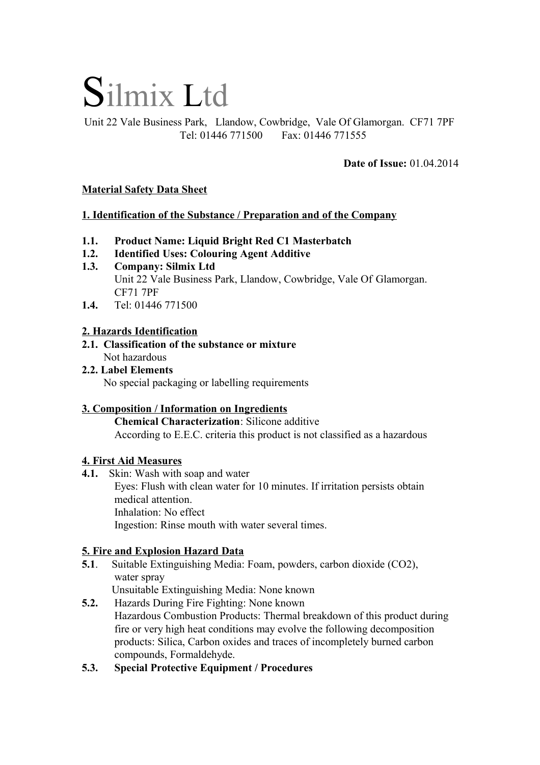# Silmix Ltd

Unit 22 Vale Business Park, Llandow, Cowbridge, Vale Of Glamorgan. CF71 7PF
Tel: 01446 771500 Fax: 01446 771555

**Date of Issue:** 01.04.2014

## Material Safety Data Sheet

### 1. Identification of the Substance / Preparation and of the Company

**1.1. Product Name: Liquid Bright Red C1 Masterbatch**

**1.2. Identified Uses: Colouring Agent Additive**

**1.3. Company: Silmix Ltd**
Unit 22 Vale Business Park, Llandow, Cowbridge, Vale Of Glamorgan. CF71 7PF

**1.4.** Tel: 01446 771500

### 2. Hazards Identification

**2.1. Classification of the substance or mixture**
Not hazardous

**2.2. Label Elements**
No special packaging or labelling requirements

### 3. Composition / Information on Ingredients

**Chemical Characterization**: Silicone additive
According to E.E.C. criteria this product is not classified as a hazardous

### 4. First Aid Measures

**4.1.** Skin: Wash with soap and water
Eyes: Flush with clean water for 10 minutes. If irritation persists obtain medical attention.
Inhalation: No effect
Ingestion: Rinse mouth with water several times.

### 5. Fire and Explosion Hazard Data

**5.1**. Suitable Extinguishing Media: Foam, powders, carbon dioxide ($CO_2$), water spray
Unsuitable Extinguishing Media: None known

**5.2.** Hazards During Fire Fighting: None known
Hazardous Combustion Products: Thermal breakdown of this product during fire or very high heat conditions may evolve the following decomposition products: Silica, Carbon oxides and traces of incompletely burned carbon compounds, Formaldehyde.

**5.3. Special Protective Equipment / Procedures**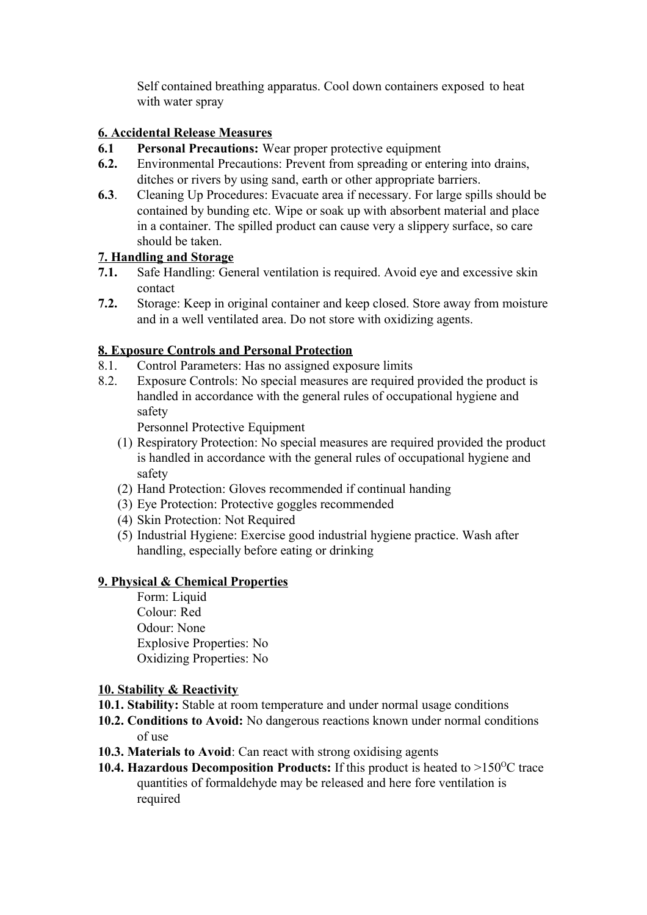Self contained breathing apparatus. Cool down containers exposed to heat with water spray

## 6. Accidental Release Measures

**6.1** **Personal Precautions:** Wear proper protective equipment

**6.2.** Environmental Precautions: Prevent from spreading or entering into drains, ditches or rivers by using sand, earth or other appropriate barriers.

**6.3**. Cleaning Up Procedures: Evacuate area if necessary. For large spills should be contained by bunding etc. Wipe or soak up with absorbent material and place in a container. The spilled product can cause very a slippery surface, so care should be taken.

## 7. Handling and Storage

**7.1.** Safe Handling: General ventilation is required. Avoid eye and excessive skin contact

**7.2.** Storage: Keep in original container and keep closed. Store away from moisture and in a well ventilated area. Do not store with oxidizing agents.

## 8. Exposure Controls and Personal Protection

8.1. Control Parameters: Has no assigned exposure limits

8.2. Exposure Controls: No special measures are required provided the product is handled in accordance with the general rules of occupational hygiene and safety

Personnel Protective Equipment

(1) Respiratory Protection: No special measures are required provided the product is handled in accordance with the general rules of occupational hygiene and safety

(2) Hand Protection: Gloves recommended if continual handing

(3) Eye Protection: Protective goggles recommended

(4) Skin Protection: Not Required

(5) Industrial Hygiene: Exercise good industrial hygiene practice. Wash after handling, especially before eating or drinking

## 9. Physical & Chemical Properties

Form: Liquid
Colour: Red
Odour: None
Explosive Properties: No
Oxidizing Properties: No

## 10. Stability & Reactivity

**10.1. Stability:** Stable at room temperature and under normal usage conditions

**10.2. Conditions to Avoid:** No dangerous reactions known under normal conditions of use

**10.3. Materials to Avoid**: Can react with strong oxidising agents

**10.4. Hazardous Decomposition Products:** If this product is heated to >150$^{O}$C trace quantities of formaldehyde may be released and here fore ventilation is required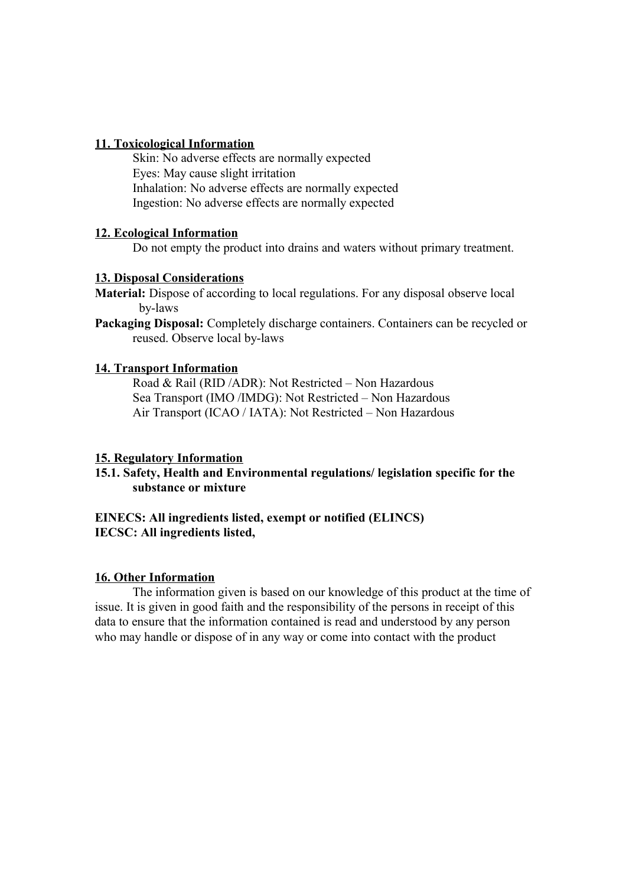## 11. Toxicological Information

Skin: No adverse effects are normally expected
Eyes: May cause slight irritation
Inhalation: No adverse effects are normally expected
Ingestion: No adverse effects are normally expected

## 12. Ecological Information

Do not empty the product into drains and waters without primary treatment.

## 13. Disposal Considerations

**Material:** Dispose of according to local regulations. For any disposal observe local by-laws

**Packaging Disposal:** Completely discharge containers. Containers can be recycled or reused. Observe local by-laws

## 14. Transport Information

Road & Rail (RID /ADR): Not Restricted – Non Hazardous
Sea Transport (IMO /IMDG): Not Restricted – Non Hazardous
Air Transport (ICAO / IATA): Not Restricted – Non Hazardous

## 15. Regulatory Information

### 15.1. Safety, Health and Environmental regulations/ legislation specific for the substance or mixture

**EINECS: All ingredients listed, exempt or notified (ELINCS)**
**IECSC: All ingredients listed,**

## 16. Other Information

The information given is based on our knowledge of this product at the time of issue. It is given in good faith and the responsibility of the persons in receipt of this data to ensure that the information contained is read and understood by any person who may handle or dispose of in any way or come into contact with the product